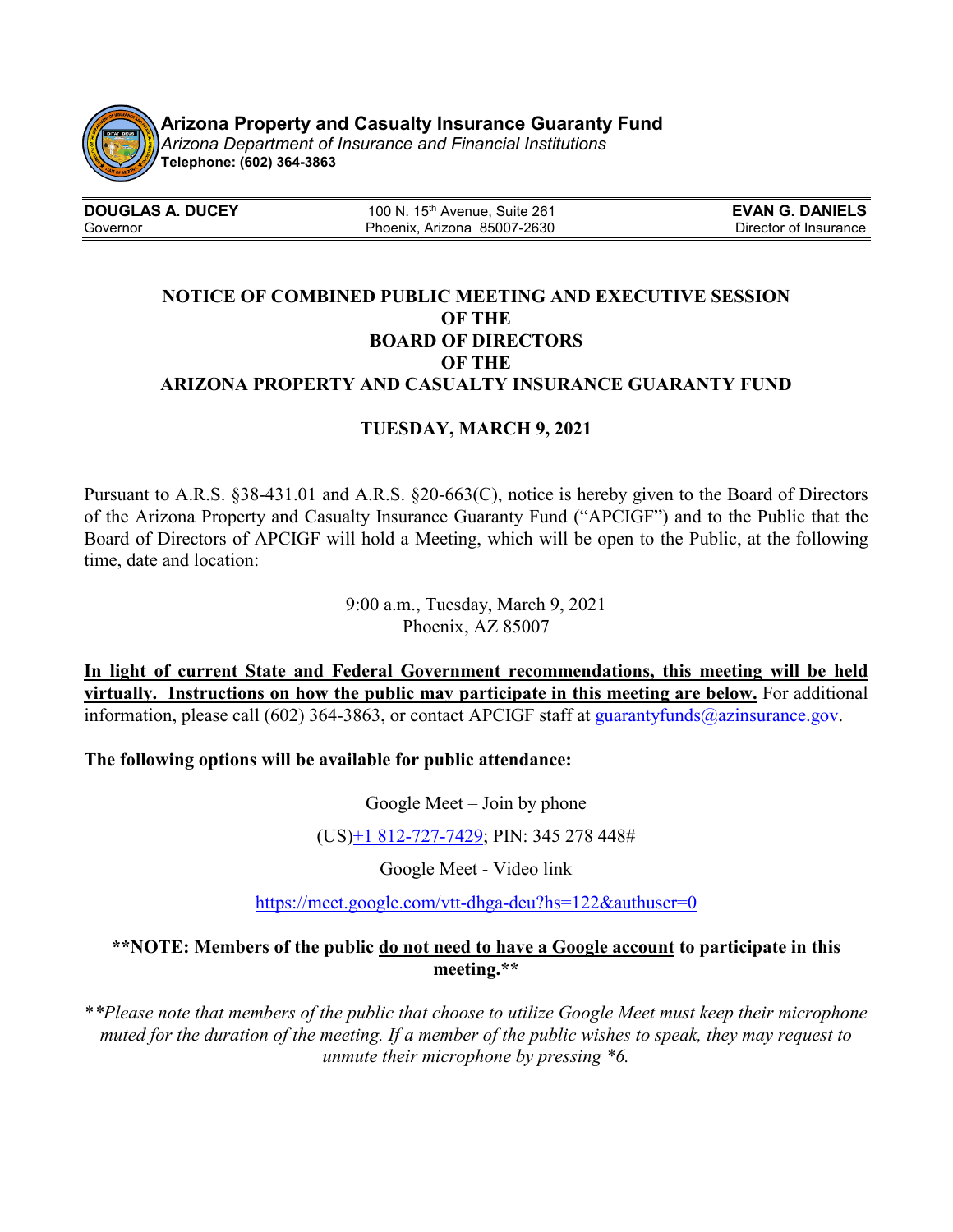**Arizona Property and Casualty Insurance Guaranty Fund**
*Arizona Department of Insurance and Financial Institutions*
**Telephone: (602) 364-3863**

| **DOUGLAS A. DUCEY**<br>Governor | 100 N. 15th Avenue, Suite 261<br>Phoenix, Arizona 85007-2630 | **EVAN G. DANIELS**<br>Director of Insurance |
|---|---|---|

# NOTICE OF COMBINED PUBLIC MEETING AND EXECUTIVE SESSION OF THE BOARD OF DIRECTORS OF THE ARIZONA PROPERTY AND CASUALTY INSURANCE GUARANTY FUND

## TUESDAY, MARCH 9, 2021

Pursuant to A.R.S. §38-431.01 and A.R.S. §20-663(C), notice is hereby given to the Board of Directors of the Arizona Property and Casualty Insurance Guaranty Fund ("APCIGF") and to the Public that the Board of Directors of APCIGF will hold a Meeting, which will be open to the Public, at the following time, date and location:

9:00 a.m., Tuesday, March 9, 2021
Phoenix, AZ 85007

**In light of current State and Federal Government recommendations, this meeting will be held virtually. Instructions on how the public may participate in this meeting are below.** For additional information, please call (602) 364-3863, or contact APCIGF staff at guarantyfunds@azinsurance.gov.

**The following options will be available for public attendance:**

Google Meet – Join by phone

(US)+1 812-727-7429; PIN: 345 278 448#

Google Meet - Video link

https://meet.google.com/vtt-dhga-deu?hs=122&authuser=0

**\*\*NOTE: Members of the public do not need to have a Google account to participate in this meeting.\*\***

*\*\*Please note that members of the public that choose to utilize Google Meet must keep their microphone muted for the duration of the meeting. If a member of the public wishes to speak, they may request to unmute their microphone by pressing \*6.*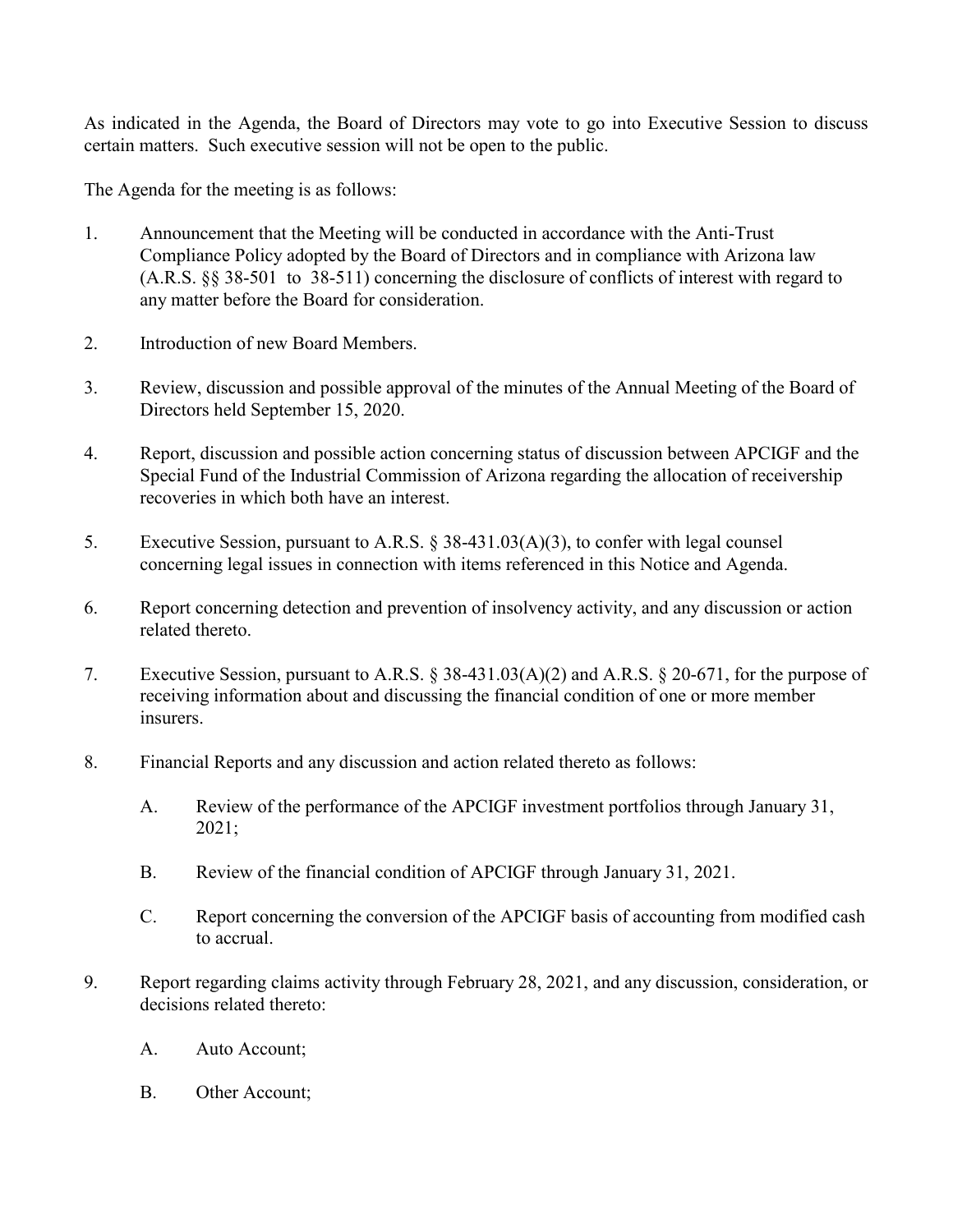As indicated in the Agenda, the Board of Directors may vote to go into Executive Session to discuss certain matters. Such executive session will not be open to the public.

The Agenda for the meeting is as follows:

1. Announcement that the Meeting will be conducted in accordance with the Anti-Trust Compliance Policy adopted by the Board of Directors and in compliance with Arizona law (A.R.S. §§ 38-501 to 38-511) concerning the disclosure of conflicts of interest with regard to any matter before the Board for consideration.

2. Introduction of new Board Members.

3. Review, discussion and possible approval of the minutes of the Annual Meeting of the Board of Directors held September 15, 2020.

4. Report, discussion and possible action concerning status of discussion between APCIGF and the Special Fund of the Industrial Commission of Arizona regarding the allocation of receivership recoveries in which both have an interest.

5. Executive Session, pursuant to A.R.S. § 38-431.03(A)(3), to confer with legal counsel concerning legal issues in connection with items referenced in this Notice and Agenda.

6. Report concerning detection and prevention of insolvency activity, and any discussion or action related thereto.

7. Executive Session, pursuant to A.R.S. § 38-431.03(A)(2) and A.R.S. § 20-671, for the purpose of receiving information about and discussing the financial condition of one or more member insurers.

8. Financial Reports and any discussion and action related thereto as follows:

   A. Review of the performance of the APCIGF investment portfolios through January 31, 2021;

   B. Review of the financial condition of APCIGF through January 31, 2021.

   C. Report concerning the conversion of the APCIGF basis of accounting from modified cash to accrual.

9. Report regarding claims activity through February 28, 2021, and any discussion, consideration, or decisions related thereto:

   A. Auto Account;

   B. Other Account;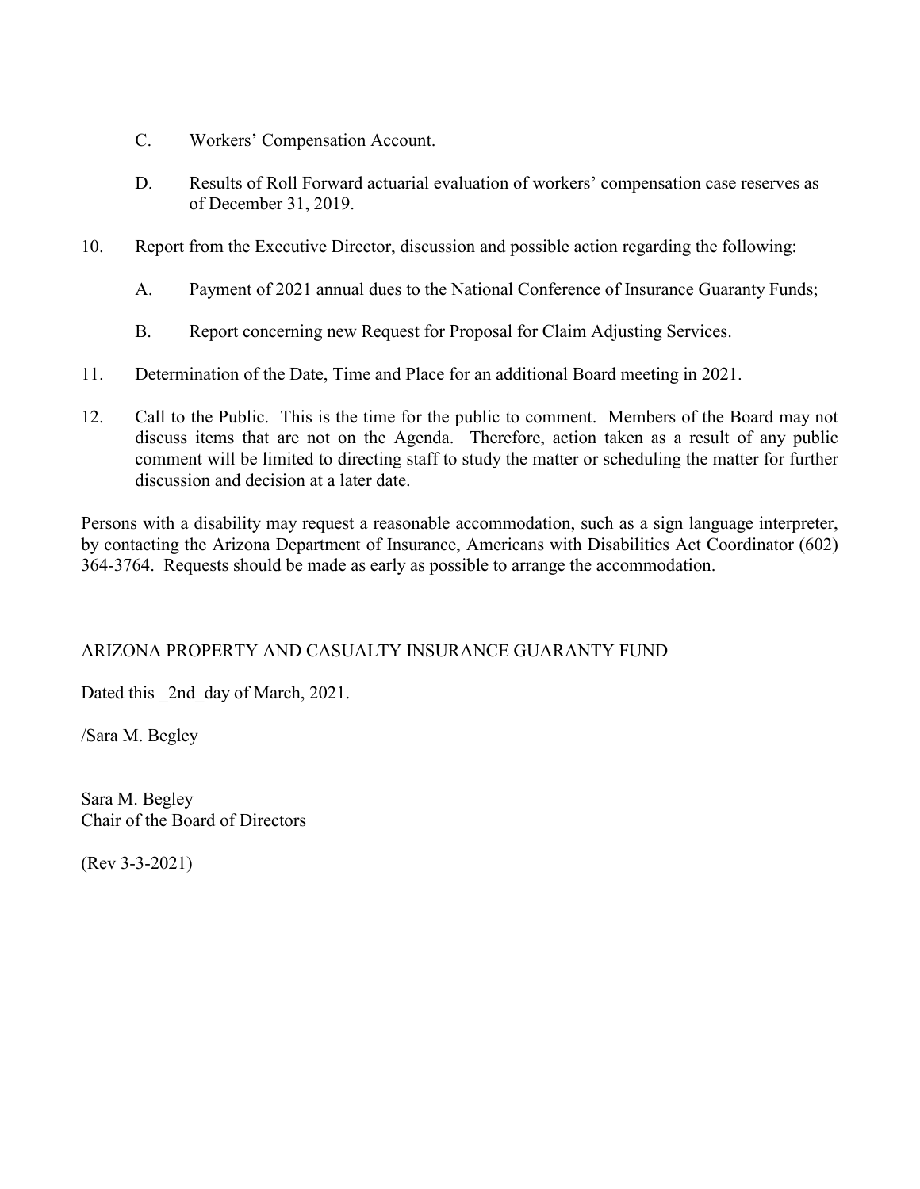C. Workers' Compensation Account.

D. Results of Roll Forward actuarial evaluation of workers' compensation case reserves as of December 31, 2019.

10. Report from the Executive Director, discussion and possible action regarding the following:

    A. Payment of 2021 annual dues to the National Conference of Insurance Guaranty Funds;

    B. Report concerning new Request for Proposal for Claim Adjusting Services.

11. Determination of the Date, Time and Place for an additional Board meeting in 2021.

12. Call to the Public. This is the time for the public to comment. Members of the Board may not discuss items that are not on the Agenda. Therefore, action taken as a result of any public comment will be limited to directing staff to study the matter or scheduling the matter for further discussion and decision at a later date.

Persons with a disability may request a reasonable accommodation, such as a sign language interpreter, by contacting the Arizona Department of Insurance, Americans with Disabilities Act Coordinator (602) 364-3764. Requests should be made as early as possible to arrange the accommodation.

ARIZONA PROPERTY AND CASUALTY INSURANCE GUARANTY FUND

Dated this _2nd_day of March, 2021.

/Sara M. Begley

Sara M. Begley
Chair of the Board of Directors

(Rev 3-3-2021)